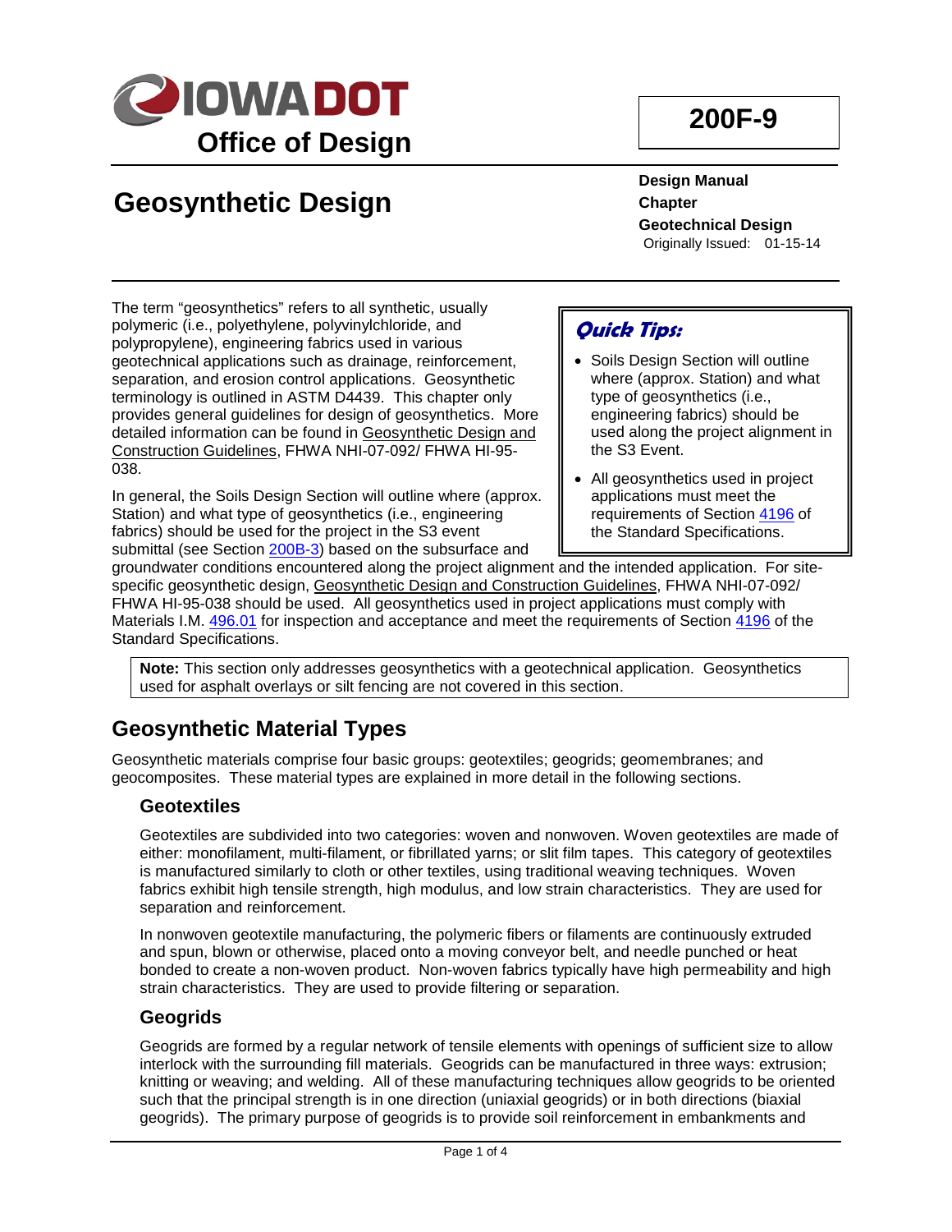# IOWADOT Office of Design

**200F-9**

# Geosynthetic Design

**Design Manual**
**Chapter**
**Geotechnical Design**
Originally Issued: 01-15-14

> ***Quick Tips:***
>
> - Soils Design Section will outline where (approx. Station) and what type of geosynthetics (i.e., engineering fabrics) should be used along the project alignment in the S3 Event.
> - All geosynthetics used in project applications must meet the requirements of Section 4196 of the Standard Specifications.

The term "geosynthetics" refers to all synthetic, usually polymeric (i.e., polyethylene, polyvinylchloride, and polypropylene), engineering fabrics used in various geotechnical applications such as drainage, reinforcement, separation, and erosion control applications. Geosynthetic terminology is outlined in ASTM D4439. This chapter only provides general guidelines for design of geosynthetics. More detailed information can be found in Geosynthetic Design and Construction Guidelines, FHWA NHI-07-092/ FHWA HI-95-038.

In general, the Soils Design Section will outline where (approx. Station) and what type of geosynthetics (i.e., engineering fabrics) should be used for the project in the S3 event submittal (see Section 200B-3) based on the subsurface and groundwater conditions encountered along the project alignment and the intended application. For site-specific geosynthetic design, Geosynthetic Design and Construction Guidelines, FHWA NHI-07-092/ FHWA HI-95-038 should be used. All geosynthetics used in project applications must comply with Materials I.M. 496.01 for inspection and acceptance and meet the requirements of Section 4196 of the Standard Specifications.

> **Note:** This section only addresses geosynthetics with a geotechnical application. Geosynthetics used for asphalt overlays or silt fencing are not covered in this section.

## Geosynthetic Material Types

Geosynthetic materials comprise four basic groups: geotextiles; geogrids; geomembranes; and geocomposites. These material types are explained in more detail in the following sections.

### Geotextiles

Geotextiles are subdivided into two categories: woven and nonwoven. Woven geotextiles are made of either: monofilament, multi-filament, or fibrillated yarns; or slit film tapes. This category of geotextiles is manufactured similarly to cloth or other textiles, using traditional weaving techniques. Woven fabrics exhibit high tensile strength, high modulus, and low strain characteristics. They are used for separation and reinforcement.

In nonwoven geotextile manufacturing, the polymeric fibers or filaments are continuously extruded and spun, blown or otherwise, placed onto a moving conveyor belt, and needle punched or heat bonded to create a non-woven product. Non-woven fabrics typically have high permeability and high strain characteristics. They are used to provide filtering or separation.

### Geogrids

Geogrids are formed by a regular network of tensile elements with openings of sufficient size to allow interlock with the surrounding fill materials. Geogrids can be manufactured in three ways: extrusion; knitting or weaving; and welding. All of these manufacturing techniques allow geogrids to be oriented such that the principal strength is in one direction (uniaxial geogrids) or in both directions (biaxial geogrids). The primary purpose of geogrids is to provide soil reinforcement in embankments and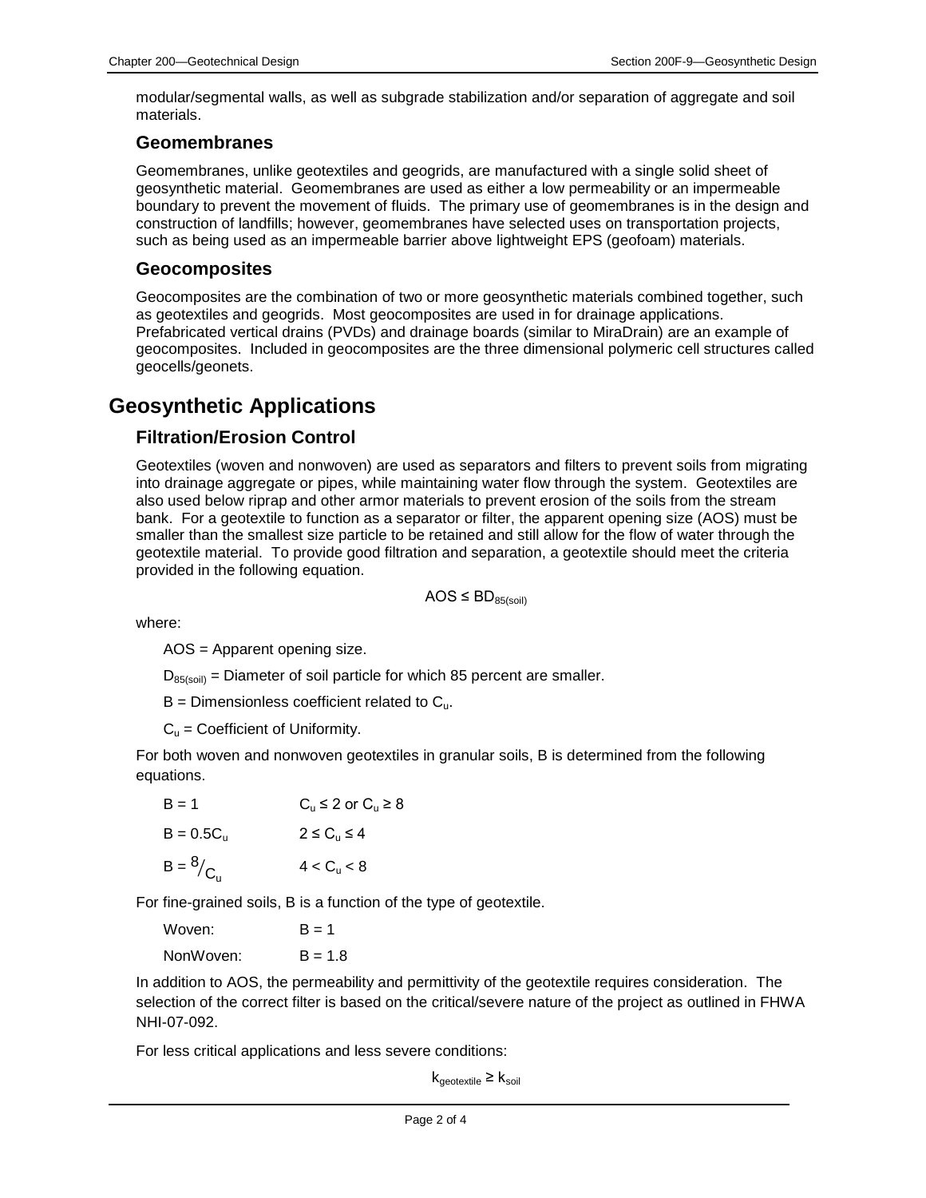modular/segmental walls, as well as subgrade stabilization and/or separation of aggregate and soil materials.

### Geomembranes

Geomembranes, unlike geotextiles and geogrids, are manufactured with a single solid sheet of geosynthetic material. Geomembranes are used as either a low permeability or an impermeable boundary to prevent the movement of fluids. The primary use of geomembranes is in the design and construction of landfills; however, geomembranes have selected uses on transportation projects, such as being used as an impermeable barrier above lightweight EPS (geofoam) materials.

### Geocomposites

Geocomposites are the combination of two or more geosynthetic materials combined together, such as geotextiles and geogrids. Most geocomposites are used in for drainage applications. Prefabricated vertical drains (PVDs) and drainage boards (similar to MiraDrain) are an example of geocomposites. Included in geocomposites are the three dimensional polymeric cell structures called geocells/geonets.

## Geosynthetic Applications

### Filtration/Erosion Control

Geotextiles (woven and nonwoven) are used as separators and filters to prevent soils from migrating into drainage aggregate or pipes, while maintaining water flow through the system. Geotextiles are also used below riprap and other armor materials to prevent erosion of the soils from the stream bank. For a geotextile to function as a separator or filter, the apparent opening size (AOS) must be smaller than the smallest size particle to be retained and still allow for the flow of water through the geotextile material. To provide good filtration and separation, a geotextile should meet the criteria provided in the following equation.

$$AOS \leq BD_{85(soil)}$$

where:

AOS = Apparent opening size.

$D_{85(soil)}$ = Diameter of soil particle for which 85 percent are smaller.

B = Dimensionless coefficient related to $C_u$.

$C_u$ = Coefficient of Uniformity.

For both woven and nonwoven geotextiles in granular soils, B is determined from the following equations.

$B = 1$ $\qquad C_u \leq 2$ or $C_u \geq 8$

$B = 0.5C_u$ $\qquad 2 \leq C_u \leq 4$

$B = {}^{8}/_{C_u}$ $\qquad 4 < C_u < 8$

For fine-grained soils, B is a function of the type of geotextile.

Woven: $B = 1$

NonWoven: $B = 1.8$

In addition to AOS, the permeability and permittivity of the geotextile requires consideration. The selection of the correct filter is based on the critical/severe nature of the project as outlined in FHWA NHI-07-092.

For less critical applications and less severe conditions:

$$k_{geotextile} \geq k_{soil}$$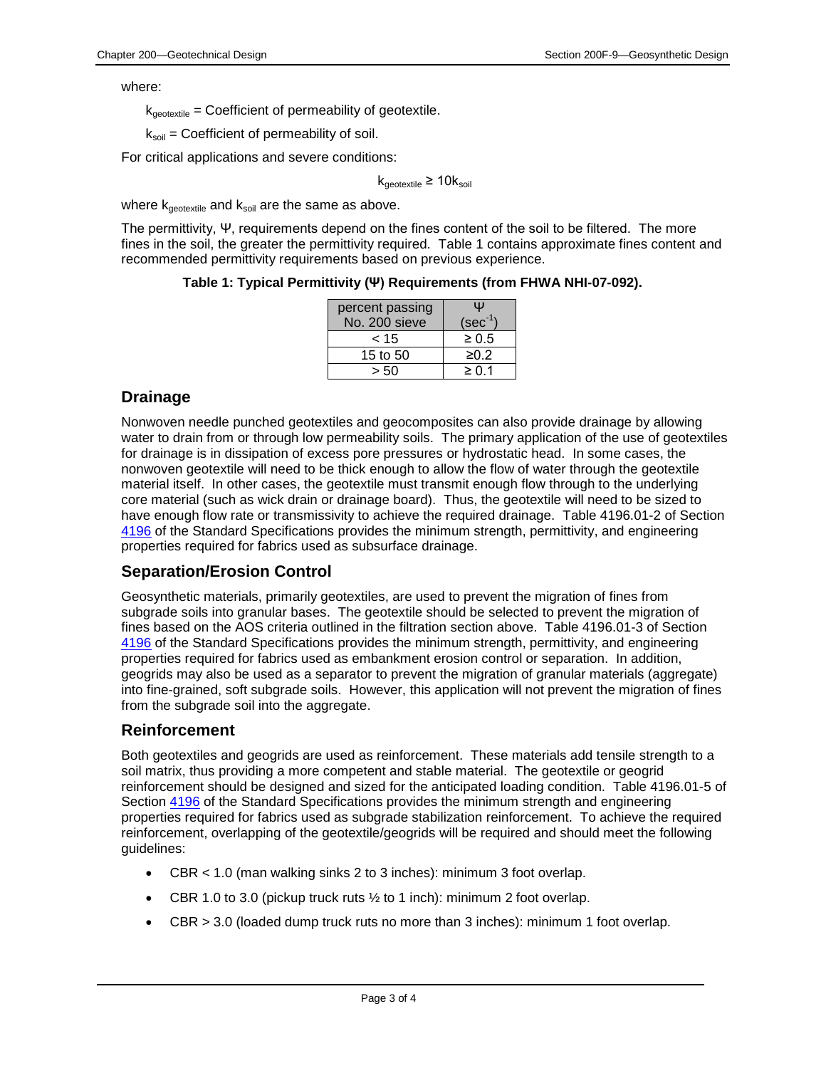where:

$k_{geotextile}$ = Coefficient of permeability of geotextile.

$k_{soil}$ = Coefficient of permeability of soil.

For critical applications and severe conditions:

$$k_{geotextile} \geq 10k_{soil}$$

where $k_{geotextile}$ and $k_{soil}$ are the same as above.

The permittivity, Ψ, requirements depend on the fines content of the soil to be filtered. The more fines in the soil, the greater the permittivity required. Table 1 contains approximate fines content and recommended permittivity requirements based on previous experience.

**Table 1: Typical Permittivity (Ψ) Requirements (from FHWA NHI-07-092).**

| percent passing No. 200 sieve | Ψ ($sec^{-1}$) |
|---|---|
| < 15 | ≥ 0.5 |
| 15 to 50 | ≥0.2 |
| > 50 | ≥ 0.1 |

## Drainage

Nonwoven needle punched geotextiles and geocomposites can also provide drainage by allowing water to drain from or through low permeability soils. The primary application of the use of geotextiles for drainage is in dissipation of excess pore pressures or hydrostatic head. In some cases, the nonwoven geotextile will need to be thick enough to allow the flow of water through the geotextile material itself. In other cases, the geotextile must transmit enough flow through to the underlying core material (such as wick drain or drainage board). Thus, the geotextile will need to be sized to have enough flow rate or transmissivity to achieve the required drainage. Table 4196.01-2 of Section 4196 of the Standard Specifications provides the minimum strength, permittivity, and engineering properties required for fabrics used as subsurface drainage.

## Separation/Erosion Control

Geosynthetic materials, primarily geotextiles, are used to prevent the migration of fines from subgrade soils into granular bases. The geotextile should be selected to prevent the migration of fines based on the AOS criteria outlined in the filtration section above. Table 4196.01-3 of Section 4196 of the Standard Specifications provides the minimum strength, permittivity, and engineering properties required for fabrics used as embankment erosion control or separation. In addition, geogrids may also be used as a separator to prevent the migration of granular materials (aggregate) into fine-grained, soft subgrade soils. However, this application will not prevent the migration of fines from the subgrade soil into the aggregate.

## Reinforcement

Both geotextiles and geogrids are used as reinforcement. These materials add tensile strength to a soil matrix, thus providing a more competent and stable material. The geotextile or geogrid reinforcement should be designed and sized for the anticipated loading condition. Table 4196.01-5 of Section 4196 of the Standard Specifications provides the minimum strength and engineering properties required for fabrics used as subgrade stabilization reinforcement. To achieve the required reinforcement, overlapping of the geotextile/geogrids will be required and should meet the following guidelines:

- CBR < 1.0 (man walking sinks 2 to 3 inches): minimum 3 foot overlap.
- CBR 1.0 to 3.0 (pickup truck ruts ½ to 1 inch): minimum 2 foot overlap.
- CBR > 3.0 (loaded dump truck ruts no more than 3 inches): minimum 1 foot overlap.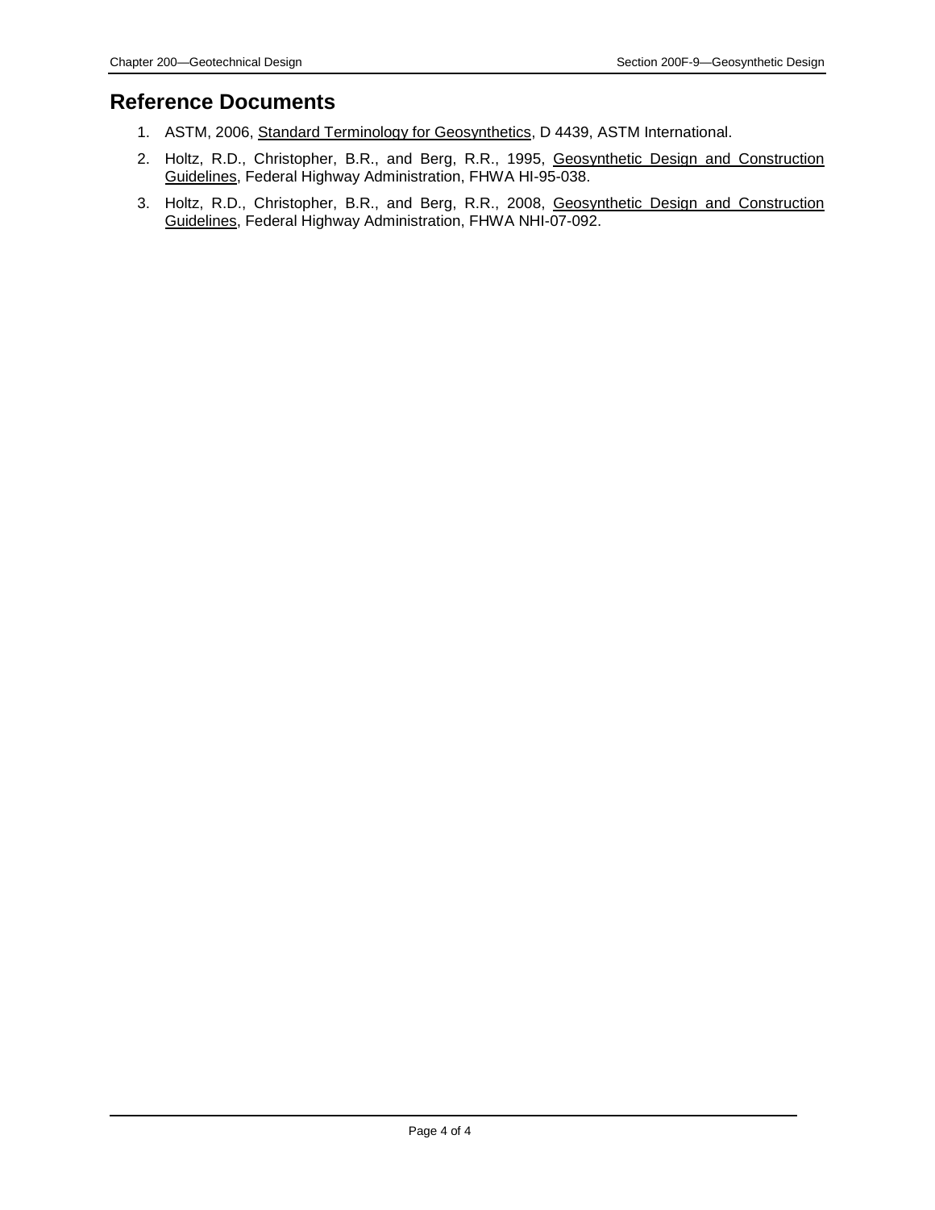## Reference Documents

1. ASTM, 2006, Standard Terminology for Geosynthetics, D 4439, ASTM International.
2. Holtz, R.D., Christopher, B.R., and Berg, R.R., 1995, Geosynthetic Design and Construction Guidelines, Federal Highway Administration, FHWA HI-95-038.
3. Holtz, R.D., Christopher, B.R., and Berg, R.R., 2008, Geosynthetic Design and Construction Guidelines, Federal Highway Administration, FHWA NHI-07-092.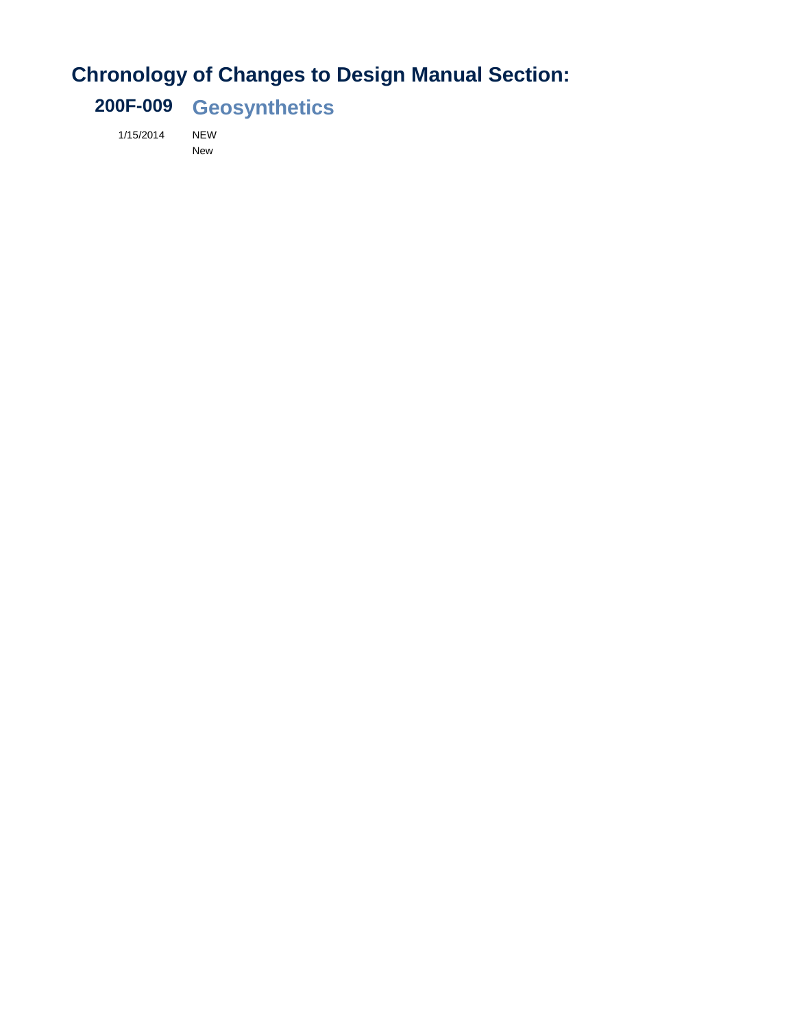# Chronology of Changes to Design Manual Section:

## 200F-009 Geosynthetics

| | | |
|---|---|---|
| 1/15/2014 | NEW | |
| | New | |